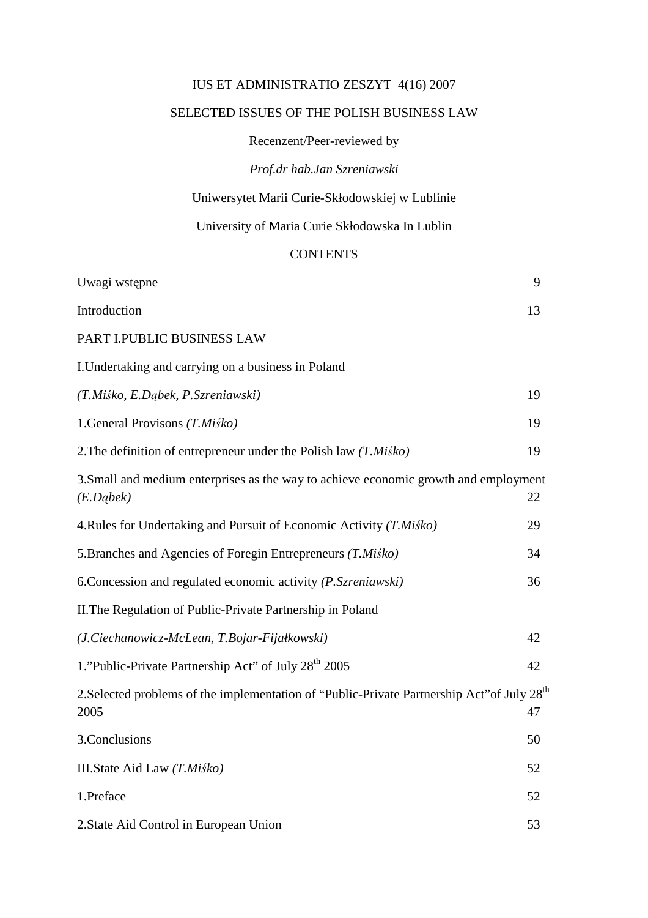IUS ET ADMINISTRATIO ZESZYT 4(16) 2007

# SELECTED ISSUES OF THE POLISH BUSINESS LAW

Recenzent/Peer-reviewed by

*Prof.dr hab.Jan Szreniawski*

Uniwersytet Marii Curie-Skłodowskiej w Lublinie

University of Maria Curie Skłodowska In Lublin

## CONTENTS

| | |
|---|---|
| Uwagi wstępne | 9 |
| Introduction | 13 |
| PART I.PUBLIC BUSINESS LAW | |
| I.Undertaking and carrying on a business in Poland | |
| *(T.Miśko, E.Dąbek, P.Szreniawski)* | 19 |
| 1.General Provisons *(T.Miśko)* | 19 |
| 2.The definition of entrepreneur under the Polish law *(T.Miśko)* | 19 |
| 3.Small and medium enterprises as the way to achieve economic growth and employment *(E.Dąbek)* | 22 |
| 4.Rules for Undertaking and Pursuit of Economic Activity *(T.Miśko)* | 29 |
| 5.Branches and Agencies of Foregin Entrepreneurs *(T.Miśko)* | 34 |
| 6.Concession and regulated economic activity *(P.Szreniawski)* | 36 |
| II.The Regulation of Public-Private Partnership in Poland | |
| *(J.Ciechanowicz-McLean, T.Bojar-Fijałkowski)* | 42 |
| 1."Public-Private Partnership Act" of July 28th 2005 | 42 |
| 2.Selected problems of the implementation of "Public-Private Partnership Act"of July 28th 2005 | 47 |
| 3.Conclusions | 50 |
| III.State Aid Law *(T.Miśko)* | 52 |
| 1.Preface | 52 |
| 2.State Aid Control in European Union | 53 |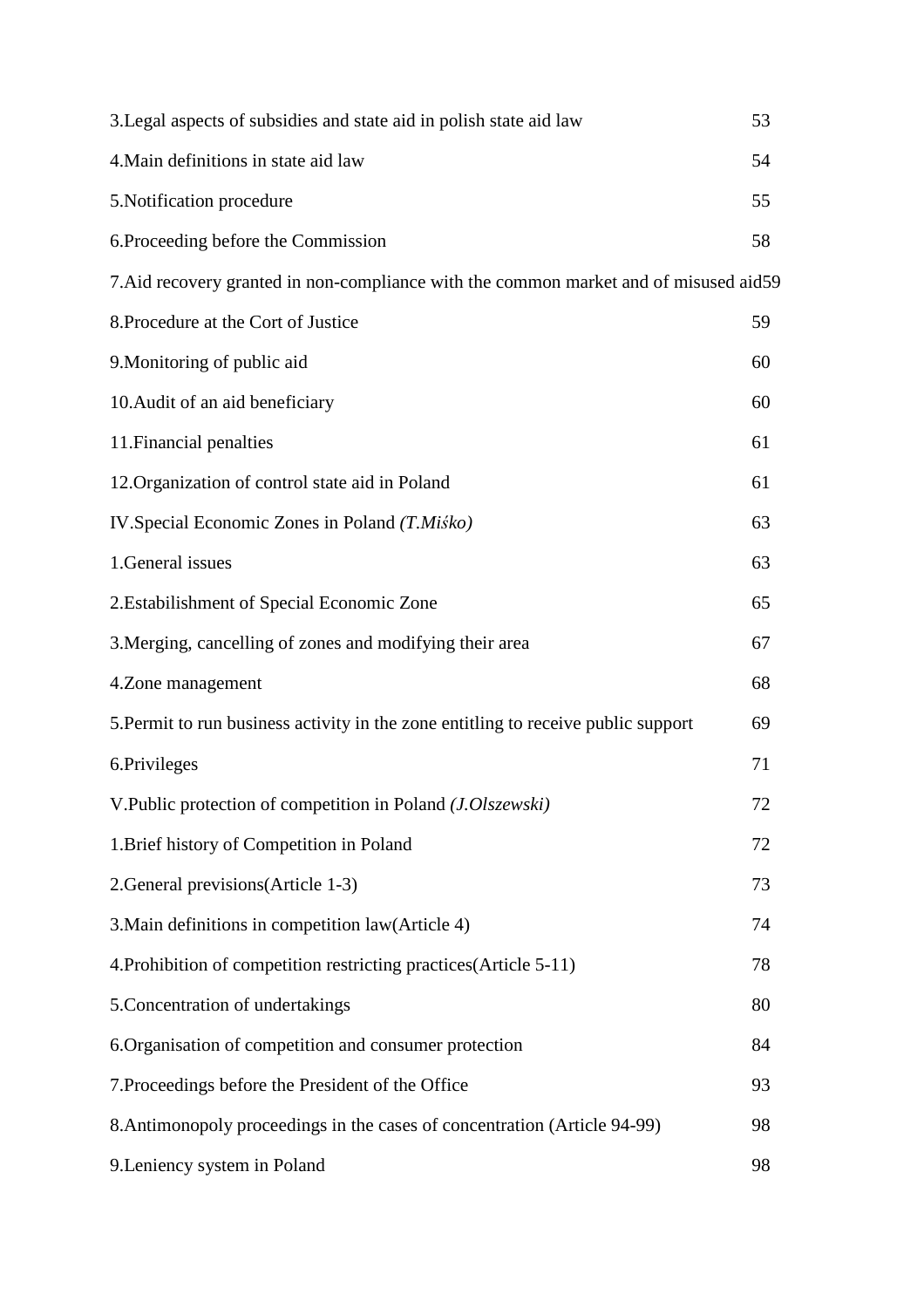3.Legal aspects of subsidies and state aid in polish state aid law 53

4.Main definitions in state aid law 54

5.Notification procedure 55

6.Proceeding before the Commission 58

7.Aid recovery granted in non-compliance with the common market and of misused aid59

8.Procedure at the Cort of Justice 59

9.Monitoring of public aid 60

10.Audit of an aid beneficiary 60

11.Financial penalties 61

12.Organization of control state aid in Poland 61

IV.Special Economic Zones in Poland *(T.Miśko)* 63

1.General issues 63

2.Estabilishment of Special Economic Zone 65

3.Merging, cancelling of zones and modifying their area 67

4.Zone management 68

5.Permit to run business activity in the zone entitling to receive public support 69

6.Privileges 71

V.Public protection of competition in Poland *(J.Olszewski)* 72

1.Brief history of Competition in Poland 72

2.General previsions(Article 1-3) 73

3.Main definitions in competition law(Article 4) 74

4.Prohibition of competition restricting practices(Article 5-11) 78

5.Concentration of undertakings 80

6.Organisation of competition and consumer protection 84

7.Proceedings before the President of the Office 93

8.Antimonopoly proceedings in the cases of concentration (Article 94-99) 98

9.Leniency system in Poland 98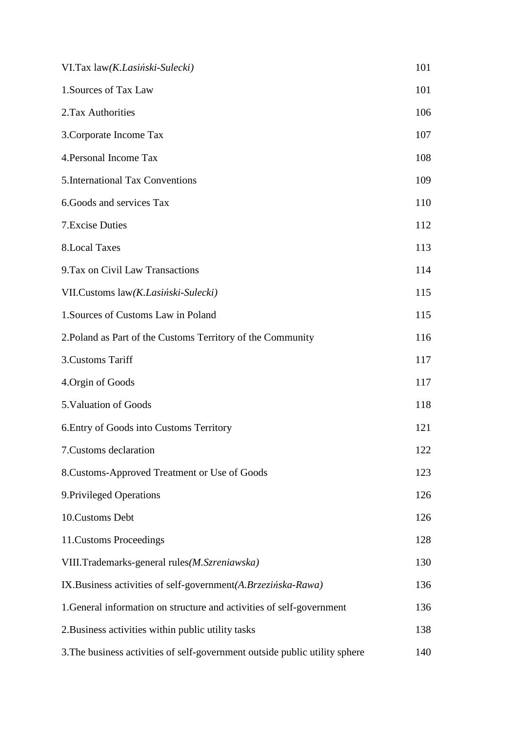| | |
|---|---|
| VI.Tax law*(K.Lasiński-Sulecki)* | 101 |
| 1.Sources of Tax Law | 101 |
| 2.Tax Authorities | 106 |
| 3.Corporate Income Tax | 107 |
| 4.Personal Income Tax | 108 |
| 5.International Tax Conventions | 109 |
| 6.Goods and services Tax | 110 |
| 7.Excise Duties | 112 |
| 8.Local Taxes | 113 |
| 9.Tax on Civil Law Transactions | 114 |
| VII.Customs law*(K.Lasiński-Sulecki)* | 115 |
| 1.Sources of Customs Law in Poland | 115 |
| 2.Poland as Part of the Customs Territory of the Community | 116 |
| 3.Customs Tariff | 117 |
| 4.Orgin of Goods | 117 |
| 5.Valuation of Goods | 118 |
| 6.Entry of Goods into Customs Territory | 121 |
| 7.Customs declaration | 122 |
| 8.Customs-Approved Treatment or Use of Goods | 123 |
| 9.Privileged Operations | 126 |
| 10.Customs Debt | 126 |
| 11.Customs Proceedings | 128 |
| VIII.Trademarks-general rules*(M.Szreniawska)* | 130 |
| IX.Business activities of self-government*(A.Brzezińska-Rawa)* | 136 |
| 1.General information on structure and activities of self-government | 136 |
| 2.Business activities within public utility tasks | 138 |
| 3.The business activities of self-government outside public utility sphere | 140 |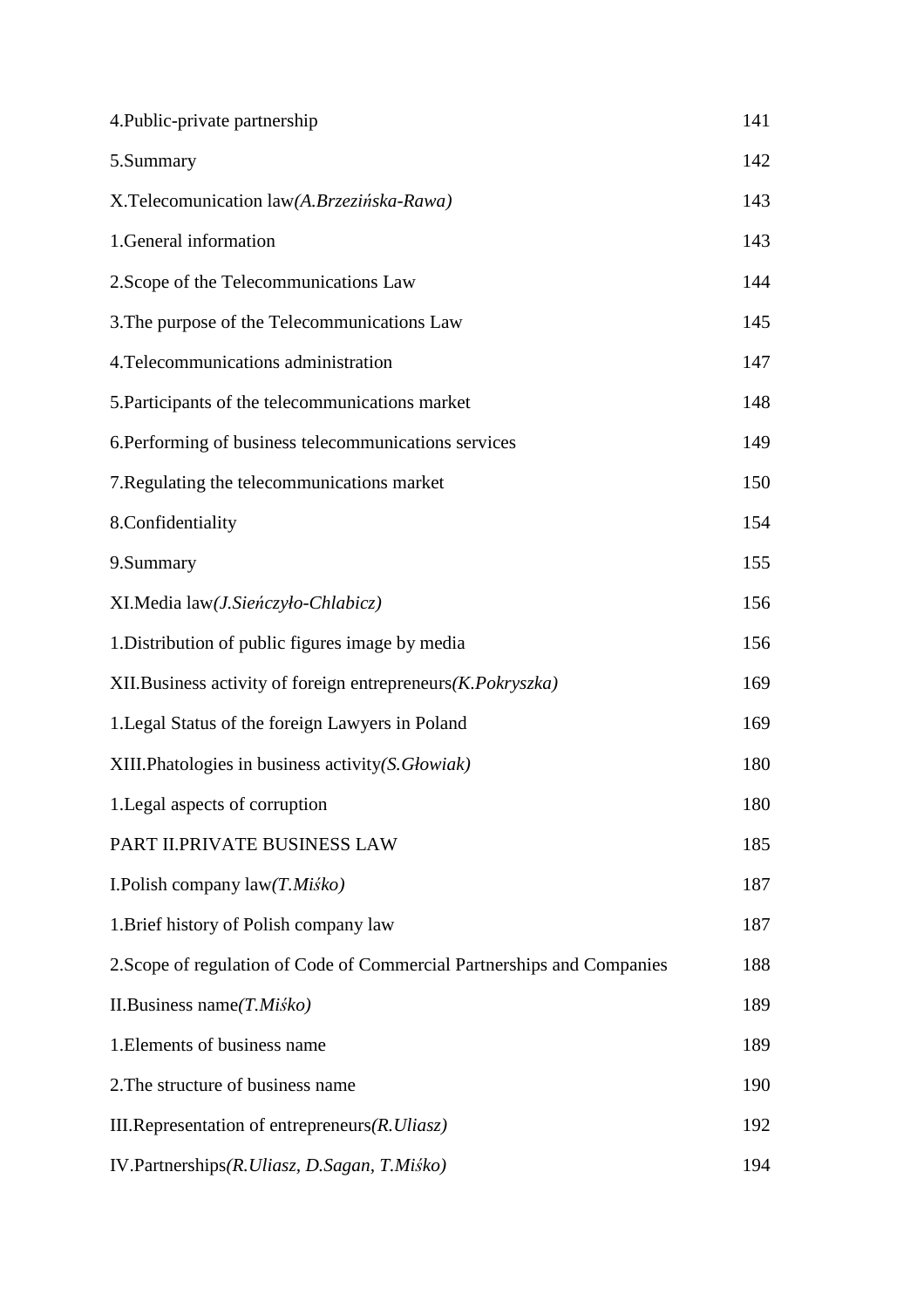| | |
|---|---|
| 4.Public-private partnership | 141 |
| 5.Summary | 142 |
| X.Telecomunication law*(A.Brzezińska-Rawa)* | 143 |
| 1.General information | 143 |
| 2.Scope of the Telecommunications Law | 144 |
| 3.The purpose of the Telecommunications Law | 145 |
| 4.Telecommunications administration | 147 |
| 5.Participants of the telecommunications market | 148 |
| 6.Performing of business telecommunications services | 149 |
| 7.Regulating the telecommunications market | 150 |
| 8.Confidentiality | 154 |
| 9.Summary | 155 |
| XI.Media law*(J.Sieńczyło-Chlabicz)* | 156 |
| 1.Distribution of public figures image by media | 156 |
| XII.Business activity of foreign entrepreneurs*(K.Pokryszka)* | 169 |
| 1.Legal Status of the foreign Lawyers in Poland | 169 |
| XIII.Phatologies in business activity*(S.Głowiak)* | 180 |
| 1.Legal aspects of corruption | 180 |
| PART II.PRIVATE BUSINESS LAW | 185 |
| I.Polish company law*(T.Miśko)* | 187 |
| 1.Brief history of Polish company law | 187 |
| 2.Scope of regulation of Code of Commercial Partnerships and Companies | 188 |
| II.Business name*(T.Miśko)* | 189 |
| 1.Elements of business name | 189 |
| 2.The structure of business name | 190 |
| III.Representation of entrepreneurs*(R.Uliasz)* | 192 |
| IV.Partnerships*(R.Uliasz, D.Sagan, T.Miśko)* | 194 |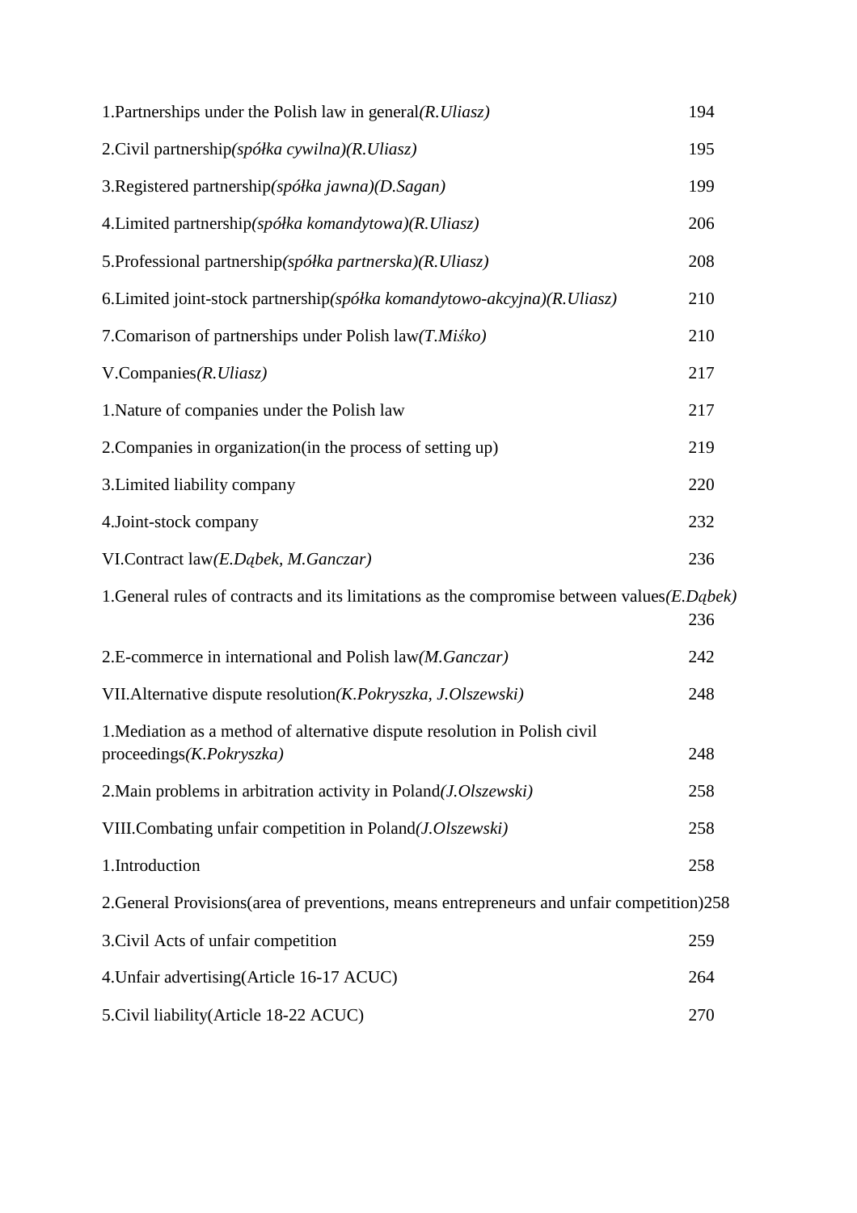1.Partnerships under the Polish law in general*(R.Uliasz)* 194

2.Civil partnership*(spółka cywilna)(R.Uliasz)* 195

3.Registered partnership*(spółka jawna)(D.Sagan)* 199

4.Limited partnership*(spółka komandytowa)(R.Uliasz)* 206

5.Professional partnership*(spółka partnerska)(R.Uliasz)* 208

6.Limited joint-stock partnership*(spółka komandytowo-akcyjna)(R.Uliasz)* 210

7.Comarison of partnerships under Polish law*(T.Miśko)* 210

V.Companies*(R.Uliasz)* 217

1.Nature of companies under the Polish law 217

2.Companies in organization(in the process of setting up) 219

3.Limited liability company 220

4.Joint-stock company 232

VI.Contract law*(E.Dąbek, M.Ganczar)* 236

1.General rules of contracts and its limitations as the compromise between values*(E.Dąbek)* 236

2.E-commerce in international and Polish law*(M.Ganczar)* 242

VII.Alternative dispute resolution*(K.Pokryszka, J.Olszewski)* 248

1.Mediation as a method of alternative dispute resolution in Polish civil proceedings*(K.Pokryszka)* 248

2.Main problems in arbitration activity in Poland*(J.Olszewski)* 258

VIII.Combating unfair competition in Poland*(J.Olszewski)* 258

1.Introduction 258

2.General Provisions(area of preventions, means entrepreneurs and unfair competition)258

3.Civil Acts of unfair competition 259

4.Unfair advertising(Article 16-17 ACUC) 264

5.Civil liability(Article 18-22 ACUC) 270